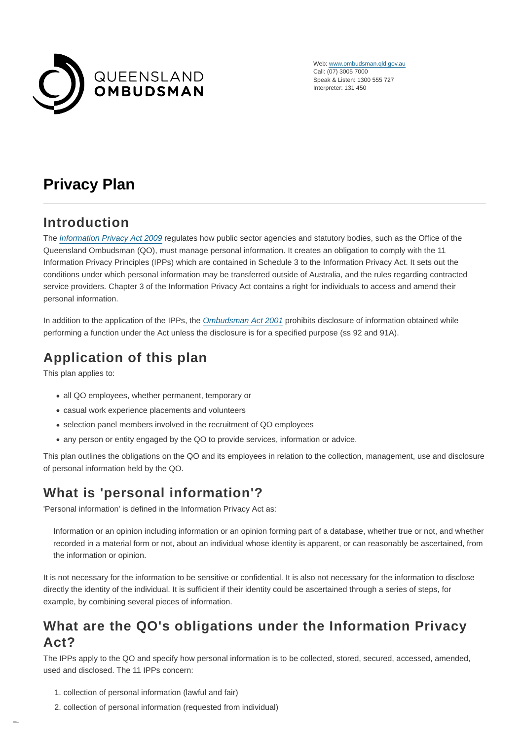QUEENSLAND OMBUDSMAN

Web: www.ombudsman.qld.gov.au
Call: (07) 3005 7000
Speak & Listen: 1300 555 727
Interpreter: 131 450

# Privacy Plan

## Introduction

The *Information Privacy Act 2009* regulates how public sector agencies and statutory bodies, such as the Office of the Queensland Ombudsman (QO), must manage personal information. It creates an obligation to comply with the 11 Information Privacy Principles (IPPs) which are contained in Schedule 3 to the Information Privacy Act. It sets out the conditions under which personal information may be transferred outside of Australia, and the rules regarding contracted service providers. Chapter 3 of the Information Privacy Act contains a right for individuals to access and amend their personal information.

In addition to the application of the IPPs, the *Ombudsman Act 2001* prohibits disclosure of information obtained while performing a function under the Act unless the disclosure is for a specified purpose (ss 92 and 91A).

## Application of this plan

This plan applies to:

- all QO employees, whether permanent, temporary or
- casual work experience placements and volunteers
- selection panel members involved in the recruitment of QO employees
- any person or entity engaged by the QO to provide services, information or advice.

This plan outlines the obligations on the QO and its employees in relation to the collection, management, use and disclosure of personal information held by the QO.

## What is 'personal information'?

'Personal information' is defined in the Information Privacy Act as:

> Information or an opinion including information or an opinion forming part of a database, whether true or not, and whether recorded in a material form or not, about an individual whose identity is apparent, or can reasonably be ascertained, from the information or opinion.

It is not necessary for the information to be sensitive or confidential. It is also not necessary for the information to disclose directly the identity of the individual. It is sufficient if their identity could be ascertained through a series of steps, for example, by combining several pieces of information.

## What are the QO's obligations under the Information Privacy Act?

The IPPs apply to the QO and specify how personal information is to be collected, stored, secured, accessed, amended, used and disclosed. The 11 IPPs concern:

1. collection of personal information (lawful and fair)
2. collection of personal information (requested from individual)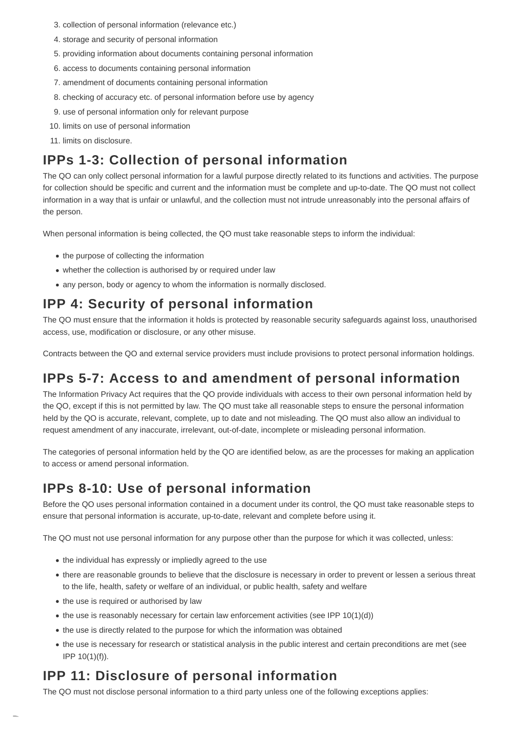3. collection of personal information (relevance etc.)
4. storage and security of personal information
5. providing information about documents containing personal information
6. access to documents containing personal information
7. amendment of documents containing personal information
8. checking of accuracy etc. of personal information before use by agency
9. use of personal information only for relevant purpose
10. limits on use of personal information
11. limits on disclosure.

## IPPs 1-3: Collection of personal information

The QO can only collect personal information for a lawful purpose directly related to its functions and activities. The purpose for collection should be specific and current and the information must be complete and up-to-date. The QO must not collect information in a way that is unfair or unlawful, and the collection must not intrude unreasonably into the personal affairs of the person.

When personal information is being collected, the QO must take reasonable steps to inform the individual:

- the purpose of collecting the information
- whether the collection is authorised by or required under law
- any person, body or agency to whom the information is normally disclosed.

## IPP 4: Security of personal information

The QO must ensure that the information it holds is protected by reasonable security safeguards against loss, unauthorised access, use, modification or disclosure, or any other misuse.

Contracts between the QO and external service providers must include provisions to protect personal information holdings.

## IPPs 5-7: Access to and amendment of personal information

The Information Privacy Act requires that the QO provide individuals with access to their own personal information held by the QO, except if this is not permitted by law. The QO must take all reasonable steps to ensure the personal information held by the QO is accurate, relevant, complete, up to date and not misleading. The QO must also allow an individual to request amendment of any inaccurate, irrelevant, out-of-date, incomplete or misleading personal information.

The categories of personal information held by the QO are identified below, as are the processes for making an application to access or amend personal information.

## IPPs 8-10: Use of personal information

Before the QO uses personal information contained in a document under its control, the QO must take reasonable steps to ensure that personal information is accurate, up-to-date, relevant and complete before using it.

The QO must not use personal information for any purpose other than the purpose for which it was collected, unless:

- the individual has expressly or impliedly agreed to the use
- there are reasonable grounds to believe that the disclosure is necessary in order to prevent or lessen a serious threat to the life, health, safety or welfare of an individual, or public health, safety and welfare
- the use is required or authorised by law
- the use is reasonably necessary for certain law enforcement activities (see IPP 10(1)(d))
- the use is directly related to the purpose for which the information was obtained
- the use is necessary for research or statistical analysis in the public interest and certain preconditions are met (see IPP 10(1)(f)).

## IPP 11: Disclosure of personal information

The QO must not disclose personal information to a third party unless one of the following exceptions applies: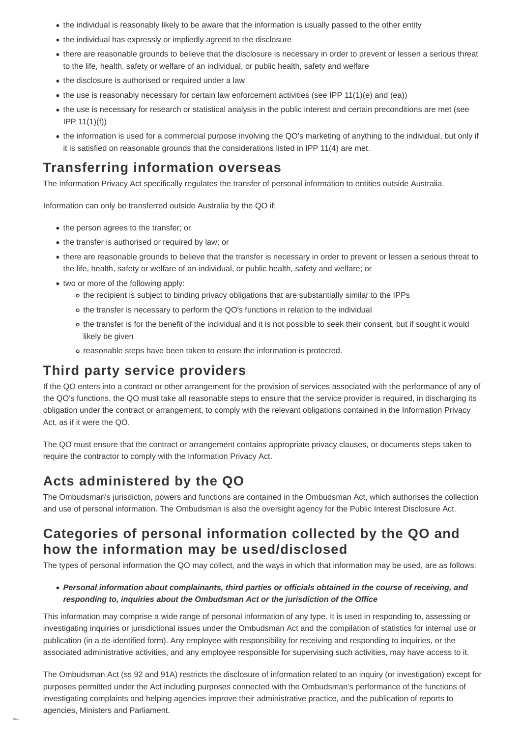- the individual is reasonably likely to be aware that the information is usually passed to the other entity
- the individual has expressly or impliedly agreed to the disclosure
- there are reasonable grounds to believe that the disclosure is necessary in order to prevent or lessen a serious threat to the life, health, safety or welfare of an individual, or public health, safety and welfare
- the disclosure is authorised or required under a law
- the use is reasonably necessary for certain law enforcement activities (see IPP 11(1)(e) and (ea))
- the use is necessary for research or statistical analysis in the public interest and certain preconditions are met (see IPP 11(1)(f))
- the information is used for a commercial purpose involving the QO's marketing of anything to the individual, but only if it is satisfied on reasonable grounds that the considerations listed in IPP 11(4) are met.

## Transferring information overseas

The Information Privacy Act specifically regulates the transfer of personal information to entities outside Australia.

Information can only be transferred outside Australia by the QO if:

- the person agrees to the transfer; or
- the transfer is authorised or required by law; or
- there are reasonable grounds to believe that the transfer is necessary in order to prevent or lessen a serious threat to the life, health, safety or welfare of an individual, or public health, safety and welfare; or
- two or more of the following apply:
  - the recipient is subject to binding privacy obligations that are substantially similar to the IPPs
  - the transfer is necessary to perform the QO's functions in relation to the individual
  - the transfer is for the benefit of the individual and it is not possible to seek their consent, but if sought it would likely be given
  - reasonable steps have been taken to ensure the information is protected.

## Third party service providers

If the QO enters into a contract or other arrangement for the provision of services associated with the performance of any of the QO's functions, the QO must take all reasonable steps to ensure that the service provider is required, in discharging its obligation under the contract or arrangement, to comply with the relevant obligations contained in the Information Privacy Act, as if it were the QO.

The QO must ensure that the contract or arrangement contains appropriate privacy clauses, or documents steps taken to require the contractor to comply with the Information Privacy Act.

## Acts administered by the QO

The Ombudsman's jurisdiction, powers and functions are contained in the Ombudsman Act, which authorises the collection and use of personal information. The Ombudsman is also the oversight agency for the Public Interest Disclosure Act.

## Categories of personal information collected by the QO and how the information may be used/disclosed

The types of personal information the QO may collect, and the ways in which that information may be used, are as follows:

- ***Personal information about complainants, third parties or officials obtained in the course of receiving, and responding to, inquiries about the Ombudsman Act or the jurisdiction of the Office***

This information may comprise a wide range of personal information of any type. It is used in responding to, assessing or investigating inquiries or jurisdictional issues under the Ombudsman Act and the compilation of statistics for internal use or publication (in a de-identified form). Any employee with responsibility for receiving and responding to inquiries, or the associated administrative activities, and any employee responsible for supervising such activities, may have access to it.

The Ombudsman Act (ss 92 and 91A) restricts the disclosure of information related to an inquiry (or investigation) except for purposes permitted under the Act including purposes connected with the Ombudsman's performance of the functions of investigating complaints and helping agencies improve their administrative practice, and the publication of reports to agencies, Ministers and Parliament.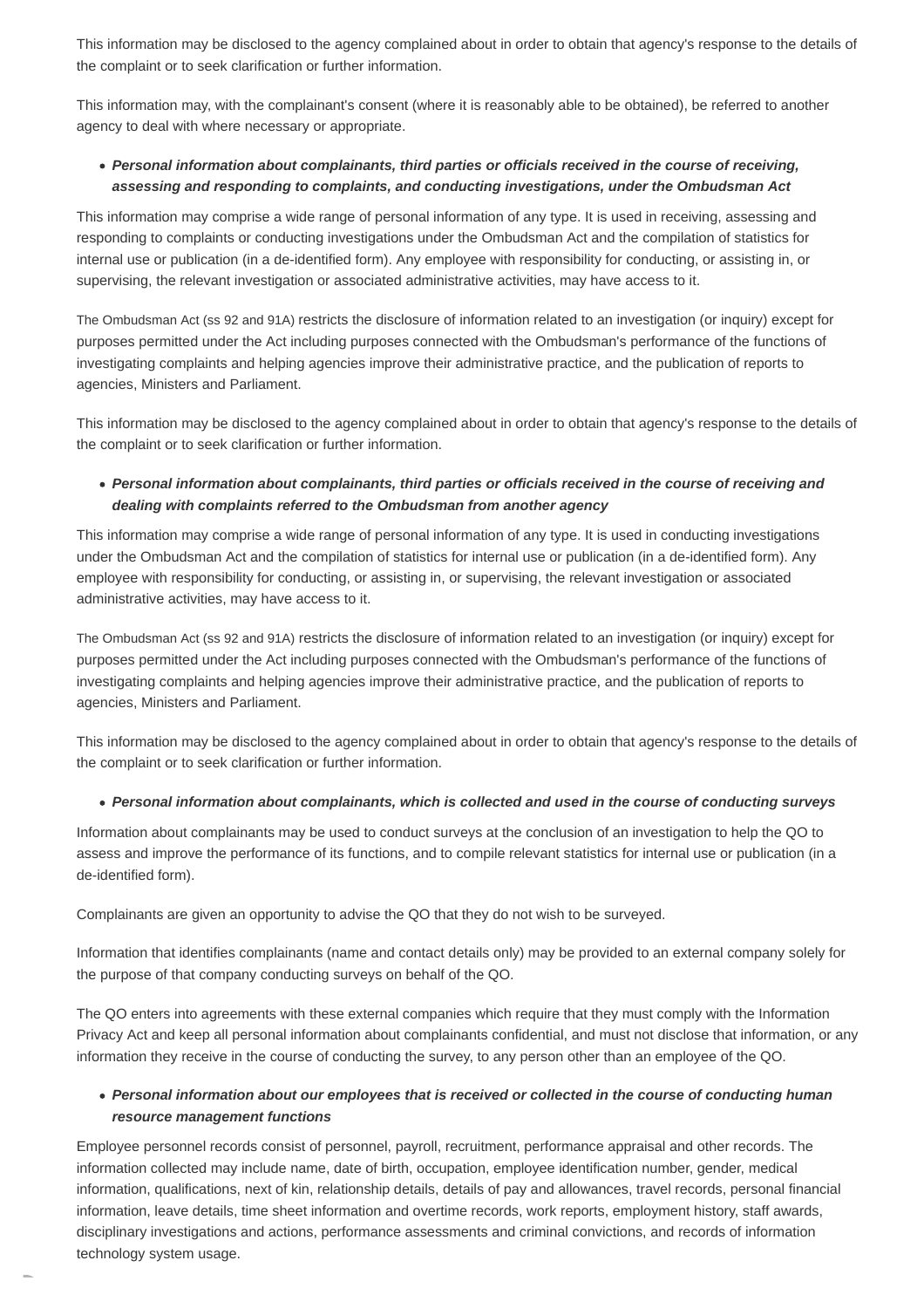This information may be disclosed to the agency complained about in order to obtain that agency's response to the details of the complaint or to seek clarification or further information.

This information may, with the complainant's consent (where it is reasonably able to be obtained), be referred to another agency to deal with where necessary or appropriate.

- ***Personal information about complainants, third parties or officials received in the course of receiving, assessing and responding to complaints, and conducting investigations, under the Ombudsman Act***

This information may comprise a wide range of personal information of any type. It is used in receiving, assessing and responding to complaints or conducting investigations under the Ombudsman Act and the compilation of statistics for internal use or publication (in a de-identified form). Any employee with responsibility for conducting, or assisting in, or supervising, the relevant investigation or associated administrative activities, may have access to it.

The Ombudsman Act (ss 92 and 91A) restricts the disclosure of information related to an investigation (or inquiry) except for purposes permitted under the Act including purposes connected with the Ombudsman's performance of the functions of investigating complaints and helping agencies improve their administrative practice, and the publication of reports to agencies, Ministers and Parliament.

This information may be disclosed to the agency complained about in order to obtain that agency's response to the details of the complaint or to seek clarification or further information.

- ***Personal information about complainants, third parties or officials received in the course of receiving and dealing with complaints referred to the Ombudsman from another agency***

This information may comprise a wide range of personal information of any type. It is used in conducting investigations under the Ombudsman Act and the compilation of statistics for internal use or publication (in a de-identified form). Any employee with responsibility for conducting, or assisting in, or supervising, the relevant investigation or associated administrative activities, may have access to it.

The Ombudsman Act (ss 92 and 91A) restricts the disclosure of information related to an investigation (or inquiry) except for purposes permitted under the Act including purposes connected with the Ombudsman's performance of the functions of investigating complaints and helping agencies improve their administrative practice, and the publication of reports to agencies, Ministers and Parliament.

This information may be disclosed to the agency complained about in order to obtain that agency's response to the details of the complaint or to seek clarification or further information.

- ***Personal information about complainants, which is collected and used in the course of conducting surveys***

Information about complainants may be used to conduct surveys at the conclusion of an investigation to help the QO to assess and improve the performance of its functions, and to compile relevant statistics for internal use or publication (in a de-identified form).

Complainants are given an opportunity to advise the QO that they do not wish to be surveyed.

Information that identifies complainants (name and contact details only) may be provided to an external company solely for the purpose of that company conducting surveys on behalf of the QO.

The QO enters into agreements with these external companies which require that they must comply with the Information Privacy Act and keep all personal information about complainants confidential, and must not disclose that information, or any information they receive in the course of conducting the survey, to any person other than an employee of the QO.

- ***Personal information about our employees that is received or collected in the course of conducting human resource management functions***

Employee personnel records consist of personnel, payroll, recruitment, performance appraisal and other records. The information collected may include name, date of birth, occupation, employee identification number, gender, medical information, qualifications, next of kin, relationship details, details of pay and allowances, travel records, personal financial information, leave details, time sheet information and overtime records, work reports, employment history, staff awards, disciplinary investigations and actions, performance assessments and criminal convictions, and records of information technology system usage.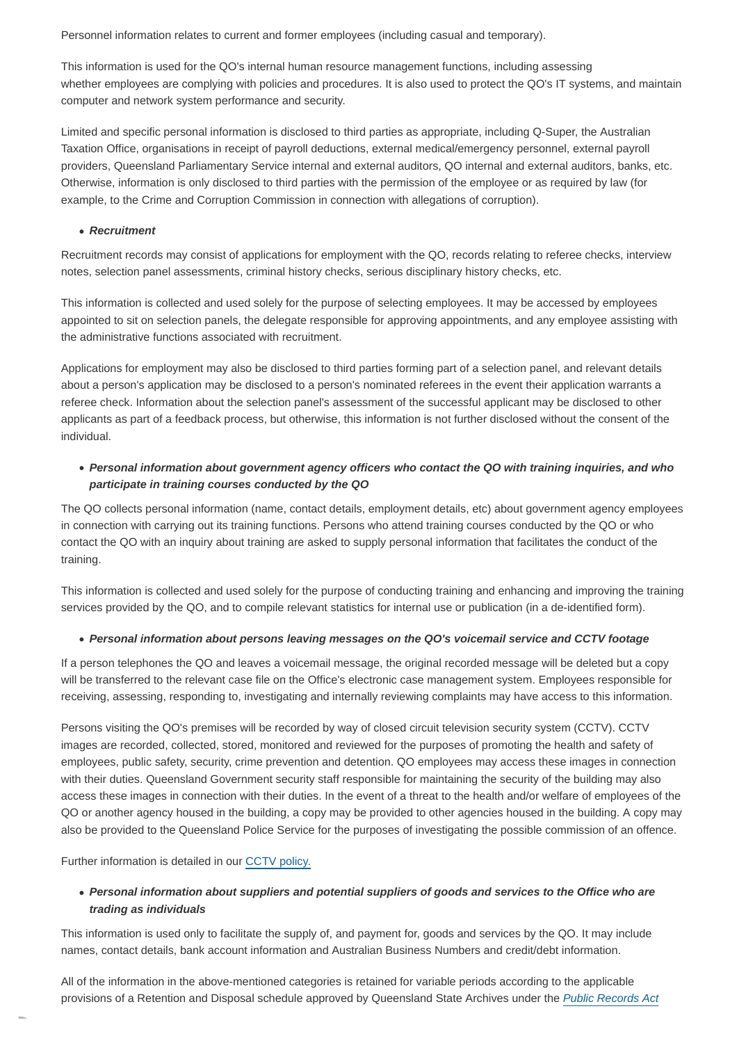Personnel information relates to current and former employees (including casual and temporary).

This information is used for the QO's internal human resource management functions, including assessing whether employees are complying with policies and procedures. It is also used to protect the QO's IT systems, and maintain computer and network system performance and security.

Limited and specific personal information is disclosed to third parties as appropriate, including Q-Super, the Australian Taxation Office, organisations in receipt of payroll deductions, external medical/emergency personnel, external payroll providers, Queensland Parliamentary Service internal and external auditors, QO internal and external auditors, banks, etc. Otherwise, information is only disclosed to third parties with the permission of the employee or as required by law (for example, to the Crime and Corruption Commission in connection with allegations of corruption).

- ***Recruitment***

Recruitment records may consist of applications for employment with the QO, records relating to referee checks, interview notes, selection panel assessments, criminal history checks, serious disciplinary history checks, etc.

This information is collected and used solely for the purpose of selecting employees. It may be accessed by employees appointed to sit on selection panels, the delegate responsible for approving appointments, and any employee assisting with the administrative functions associated with recruitment.

Applications for employment may also be disclosed to third parties forming part of a selection panel, and relevant details about a person's application may be disclosed to a person's nominated referees in the event their application warrants a referee check. Information about the selection panel's assessment of the successful applicant may be disclosed to other applicants as part of a feedback process, but otherwise, this information is not further disclosed without the consent of the individual.

- ***Personal information about government agency officers who contact the QO with training inquiries, and who participate in training courses conducted by the QO***

The QO collects personal information (name, contact details, employment details, etc) about government agency employees in connection with carrying out its training functions. Persons who attend training courses conducted by the QO or who contact the QO with an inquiry about training are asked to supply personal information that facilitates the conduct of the training.

This information is collected and used solely for the purpose of conducting training and enhancing and improving the training services provided by the QO, and to compile relevant statistics for internal use or publication (in a de-identified form).

- ***Personal information about persons leaving messages on the QO's voicemail service and CCTV footage***

If a person telephones the QO and leaves a voicemail message, the original recorded message will be deleted but a copy will be transferred to the relevant case file on the Office's electronic case management system. Employees responsible for receiving, assessing, responding to, investigating and internally reviewing complaints may have access to this information.

Persons visiting the QO's premises will be recorded by way of closed circuit television security system (CCTV). CCTV images are recorded, collected, stored, monitored and reviewed for the purposes of promoting the health and safety of employees, public safety, security, crime prevention and detention. QO employees may access these images in connection with their duties. Queensland Government security staff responsible for maintaining the security of the building may also access these images in connection with their duties. In the event of a threat to the health and/or welfare of employees of the QO or another agency housed in the building, a copy may be provided to other agencies housed in the building. A copy may also be provided to the Queensland Police Service for the purposes of investigating the possible commission of an offence.

Further information is detailed in our CCTV policy.

- ***Personal information about suppliers and potential suppliers of goods and services to the Office who are trading as individuals***

This information is used only to facilitate the supply of, and payment for, goods and services by the QO. It may include names, contact details, bank account information and Australian Business Numbers and credit/debt information.

All of the information in the above-mentioned categories is retained for variable periods according to the applicable provisions of a Retention and Disposal schedule approved by Queensland State Archives under the *Public Records Act*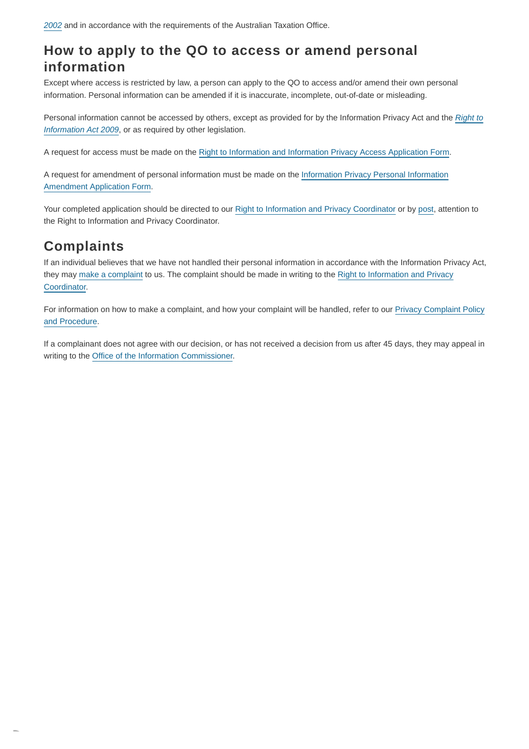*2002* and in accordance with the requirements of the Australian Taxation Office.

## How to apply to the QO to access or amend personal information

Except where access is restricted by law, a person can apply to the QO to access and/or amend their own personal information. Personal information can be amended if it is inaccurate, incomplete, out-of-date or misleading.

Personal information cannot be accessed by others, except as provided for by the Information Privacy Act and the *Right to Information Act 2009*, or as required by other legislation.

A request for access must be made on the Right to Information and Information Privacy Access Application Form.

A request for amendment of personal information must be made on the Information Privacy Personal Information Amendment Application Form.

Your completed application should be directed to our Right to Information and Privacy Coordinator or by post, attention to the Right to Information and Privacy Coordinator.

## Complaints

If an individual believes that we have not handled their personal information in accordance with the Information Privacy Act, they may make a complaint to us. The complaint should be made in writing to the Right to Information and Privacy Coordinator.

For information on how to make a complaint, and how your complaint will be handled, refer to our Privacy Complaint Policy and Procedure.

If a complainant does not agree with our decision, or has not received a decision from us after 45 days, they may appeal in writing to the Office of the Information Commissioner.